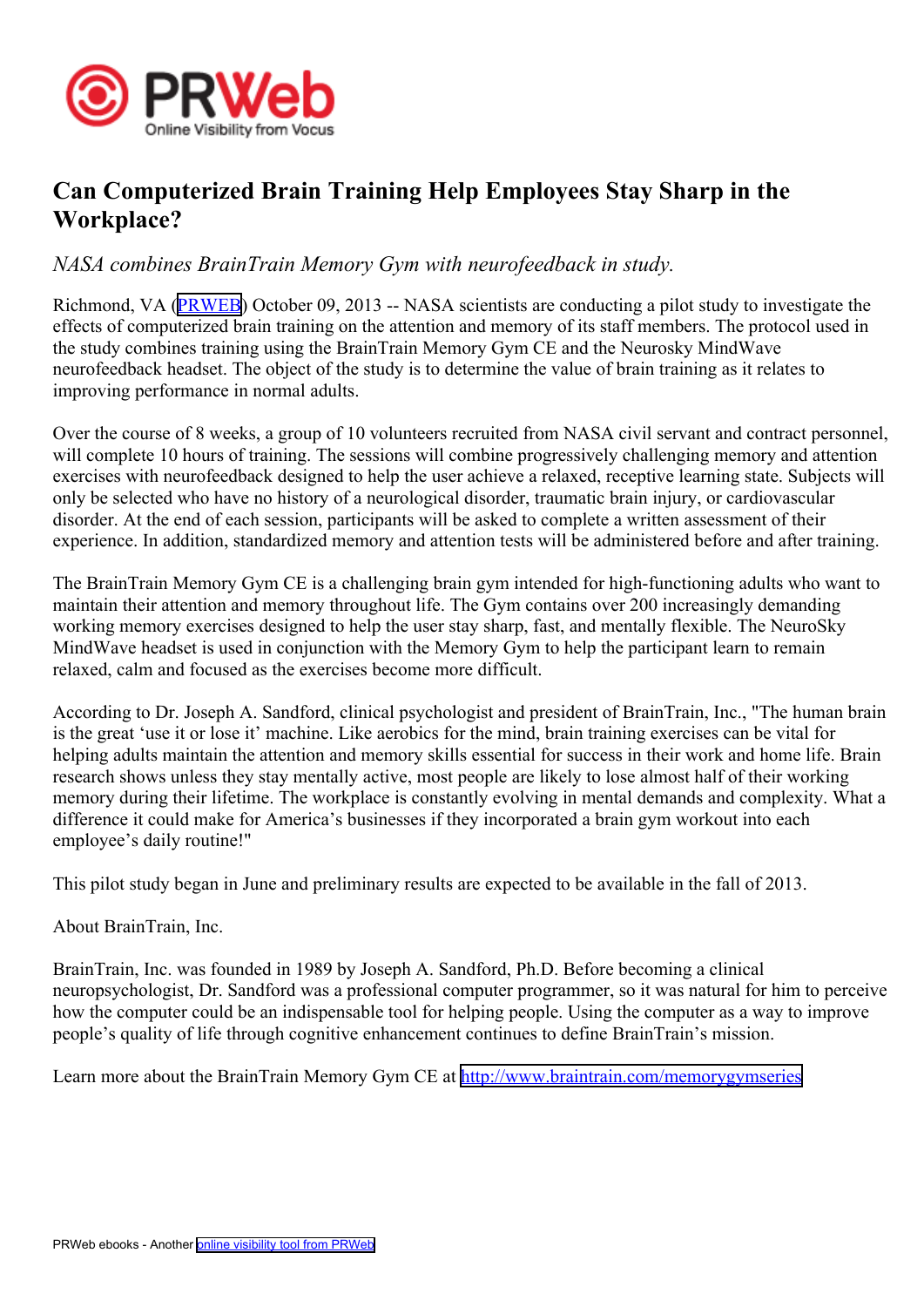# Can Computerized Brain Training Help Employees Stay Sharp in the Workplace?

*NASA combines BrainTrain Memory Gym with neurofeedback in study.*

Richmond, VA (PRWEB) October 09, 2013 -- NASA scientists are conducting a pilot study to investigate the effects of computerized brain training on the attention and memory of its staff members. The protocol used in the study combines training using the BrainTrain Memory Gym CE and the Neurosky MindWave neurofeedback headset. The object of the study is to determine the value of brain training as it relates to improving performance in normal adults.

Over the course of 8 weeks, a group of 10 volunteers recruited from NASA civil servant and contract personnel, will complete 10 hours of training. The sessions will combine progressively challenging memory and attention exercises with neurofeedback designed to help the user achieve a relaxed, receptive learning state. Subjects will only be selected who have no history of a neurological disorder, traumatic brain injury, or cardiovascular disorder. At the end of each session, participants will be asked to complete a written assessment of their experience. In addition, standardized memory and attention tests will be administered before and after training.

The BrainTrain Memory Gym CE is a challenging brain gym intended for high-functioning adults who want to maintain their attention and memory throughout life. The Gym contains over 200 increasingly demanding working memory exercises designed to help the user stay sharp, fast, and mentally flexible. The NeuroSky MindWave headset is used in conjunction with the Memory Gym to help the participant learn to remain relaxed, calm and focused as the exercises become more difficult.

According to Dr. Joseph A. Sandford, clinical psychologist and president of BrainTrain, Inc., "The human brain is the great 'use it or lose it' machine. Like aerobics for the mind, brain training exercises can be vital for helping adults maintain the attention and memory skills essential for success in their work and home life. Brain research shows unless they stay mentally active, most people are likely to lose almost half of their working memory during their lifetime. The workplace is constantly evolving in mental demands and complexity. What a difference it could make for America's businesses if they incorporated a brain gym workout into each employee's daily routine!"

This pilot study began in June and preliminary results are expected to be available in the fall of 2013.

About BrainTrain, Inc.

BrainTrain, Inc. was founded in 1989 by Joseph A. Sandford, Ph.D. Before becoming a clinical neuropsychologist, Dr. Sandford was a professional computer programmer, so it was natural for him to perceive how the computer could be an indispensable tool for helping people. Using the computer as a way to improve people's quality of life through cognitive enhancement continues to define BrainTrain's mission.

Learn more about the BrainTrain Memory Gym CE at http://www.braintrain.com/memorygymseries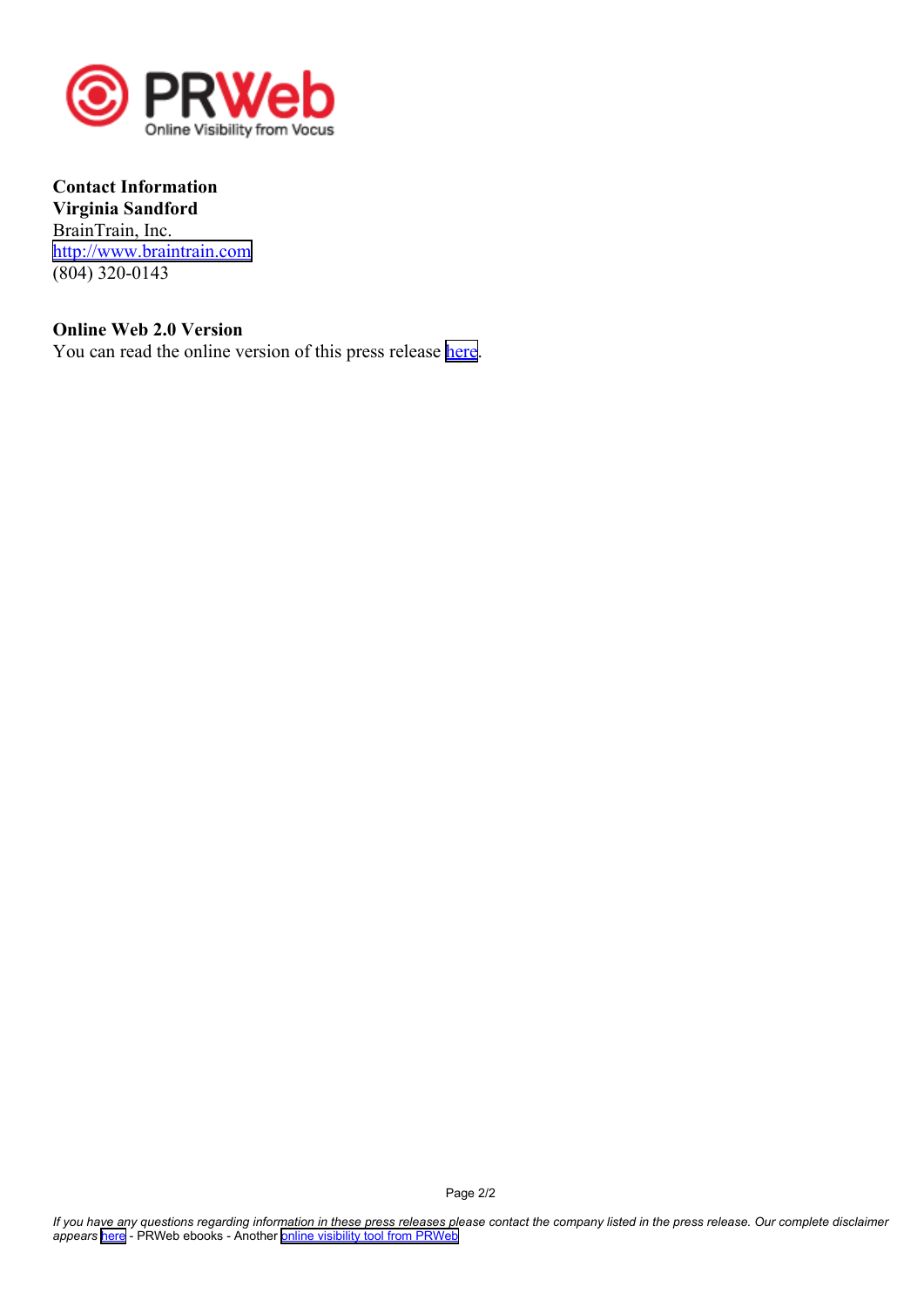**Contact Information**
**Virginia Sandford**
BrainTrain, Inc.
http://www.braintrain.com
(804) 320-0143

**Online Web 2.0 Version**
You can read the online version of this press release here.

*If you have any questions regarding information in these press releases please contact the company listed in the press release. Our complete disclaimer appears here - PRWeb ebooks - Another online visibility tool from PRWeb*